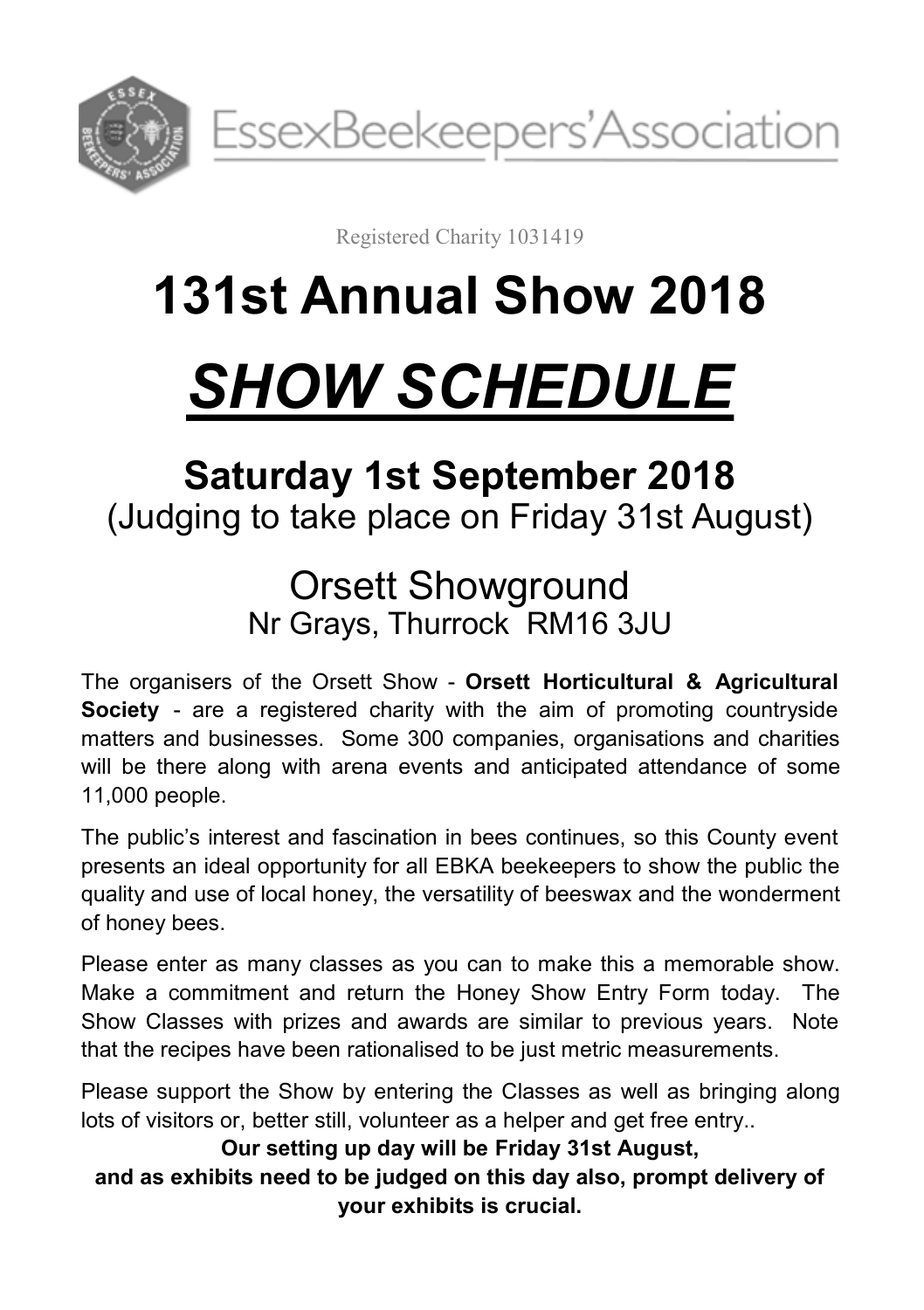EssexBeekeepers'Association

Registered Charity 1031419

# 131st Annual Show 2018

# *SHOW SCHEDULE*

## Saturday 1st September 2018

(Judging to take place on Friday 31st August)

## Orsett Showground

Nr Grays, Thurrock RM16 3JU

The organisers of the Orsett Show - **Orsett Horticultural & Agricultural Society** - are a registered charity with the aim of promoting countryside matters and businesses. Some 300 companies, organisations and charities will be there along with arena events and anticipated attendance of some 11,000 people.

The public's interest and fascination in bees continues, so this County event presents an ideal opportunity for all EBKA beekeepers to show the public the quality and use of local honey, the versatility of beeswax and the wonderment of honey bees.

Please enter as many classes as you can to make this a memorable show. Make a commitment and return the Honey Show Entry Form today. The Show Classes with prizes and awards are similar to previous years. Note that the recipes have been rationalised to be just metric measurements.

Please support the Show by entering the Classes as well as bringing along lots of visitors or, better still, volunteer as a helper and get free entry..

**Our setting up day will be Friday 31st August, and as exhibits need to be judged on this day also, prompt delivery of your exhibits is crucial.**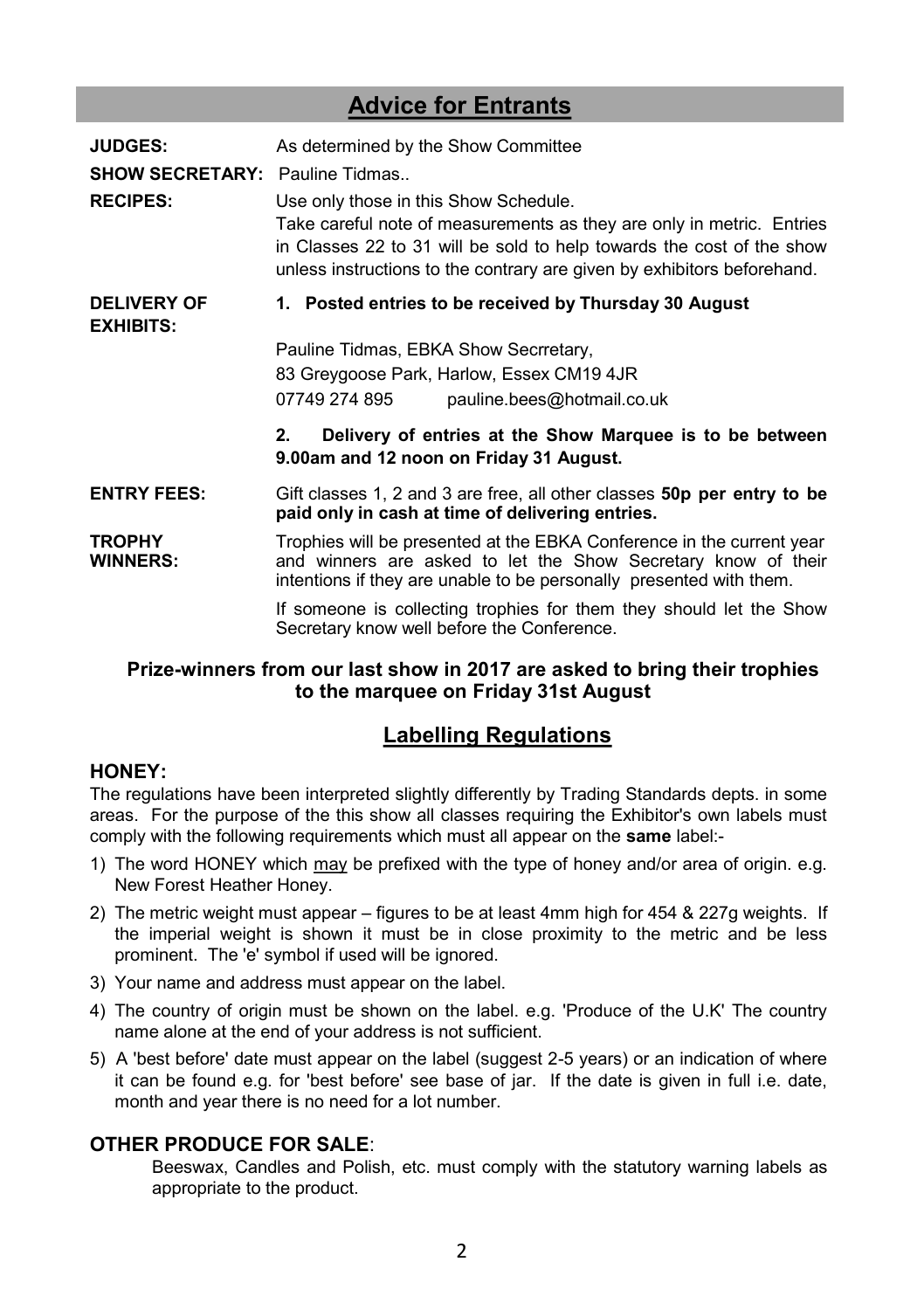## Advice for Entrants

**JUDGES:** As determined by the Show Committee

**SHOW SECRETARY:** Pauline Tidmas..

**RECIPES:** Use only those in this Show Schedule.
Take careful note of measurements as they are only in metric. Entries in Classes 22 to 31 will be sold to help towards the cost of the show unless instructions to the contrary are given by exhibitors beforehand.

**DELIVERY OF EXHIBITS:**

**1. Posted entries to be received by Thursday 30 August**

Pauline Tidmas, EBKA Show Secrretary,
83 Greygoose Park, Harlow, Essex CM19 4JR
07749 274 895 pauline.bees@hotmail.co.uk

**2. Delivery of entries at the Show Marquee is to be between 9.00am and 12 noon on Friday 31 August.**

**ENTRY FEES:** Gift classes 1, 2 and 3 are free, all other classes **50p per entry to be paid only in cash at time of delivering entries.**

**TROPHY WINNERS:** Trophies will be presented at the EBKA Conference in the current year and winners are asked to let the Show Secretary know of their intentions if they are unable to be personally presented with them.

If someone is collecting trophies for them they should let the Show Secretary know well before the Conference.

**Prize-winners from our last show in 2017 are asked to bring their trophies to the marquee on Friday 31st August**

## Labelling Regulations

### HONEY:

The regulations have been interpreted slightly differently by Trading Standards depts. in some areas. For the purpose of the this show all classes requiring the Exhibitor's own labels must comply with the following requirements which must all appear on the **same** label:-

1) The word HONEY which may be prefixed with the type of honey and/or area of origin. e.g. New Forest Heather Honey.
2) The metric weight must appear – figures to be at least 4mm high for 454 & 227g weights. If the imperial weight is shown it must be in close proximity to the metric and be less prominent. The 'e' symbol if used will be ignored.
3) Your name and address must appear on the label.
4) The country of origin must be shown on the label. e.g. 'Produce of the U.K' The country name alone at the end of your address is not sufficient.
5) A 'best before' date must appear on the label (suggest 2-5 years) or an indication of where it can be found e.g. for 'best before' see base of jar. If the date is given in full i.e. date, month and year there is no need for a lot number.

### OTHER PRODUCE FOR SALE:

Beeswax, Candles and Polish, etc. must comply with the statutory warning labels as appropriate to the product.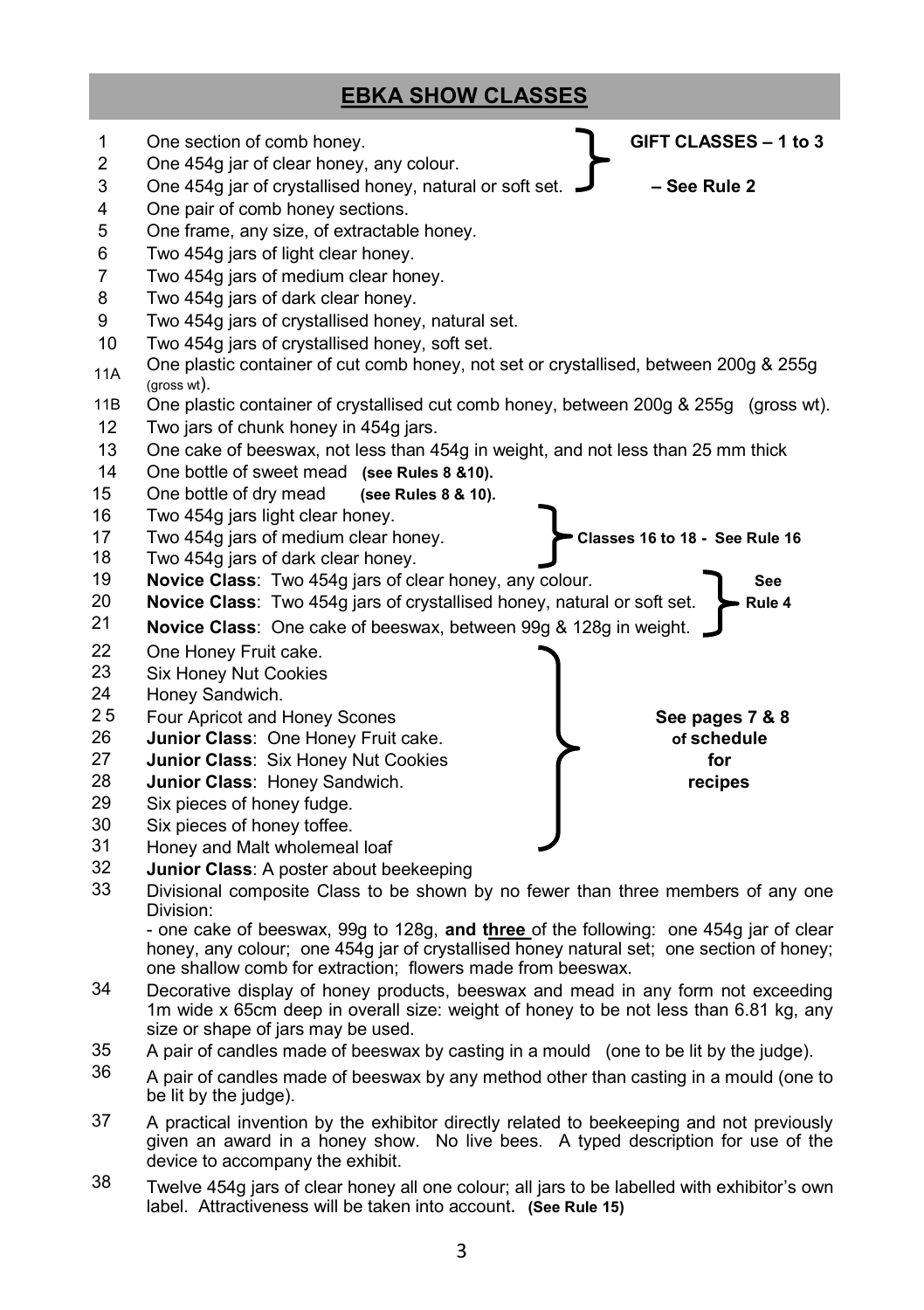## EBKA SHOW CLASSES

1. One section of comb honey.
2. One 454g jar of clear honey, any colour.
3. One 454g jar of crystallised honey, natural or soft set.

**GIFT CLASSES – 1 to 3 – See Rule 2**

4. One pair of comb honey sections.
5. One frame, any size, of extractable honey.
6. Two 454g jars of light clear honey.
7. Two 454g jars of medium clear honey.
8. Two 454g jars of dark clear honey.
9. Two 454g jars of crystallised honey, natural set.
10. Two 454g jars of crystallised honey, soft set.

11A One plastic container of cut comb honey, not set or crystallised, between 200g & 255g (gross wt).

11B One plastic container of crystallised cut comb honey, between 200g & 255g (gross wt).

12. Two jars of chunk honey in 454g jars.
13. One cake of beeswax, not less than 454g in weight, and not less than 25 mm thick
14. One bottle of sweet mead **(see Rules 8 &10).**
15. One bottle of dry mead **(see Rules 8 & 10).**
16. Two 454g jars light clear honey.
17. Two 454g jars of medium clear honey.
18. Two 454g jars of dark clear honey.

**Classes 16 to 18 - See Rule 16**

19. **Novice Class**: Two 454g jars of clear honey, any colour.
20. **Novice Class**: Two 454g jars of crystallised honey, natural or soft set.
21. **Novice Class**: One cake of beeswax, between 99g & 128g in weight.

**See Rule 4**

22. One Honey Fruit cake.
23. Six Honey Nut Cookies
24. Honey Sandwich.
25. Four Apricot and Honey Scones
26. **Junior Class**: One Honey Fruit cake.
27. **Junior Class**: Six Honey Nut Cookies
28. **Junior Class**: Honey Sandwich.
29. Six pieces of honey fudge.
30. Six pieces of honey toffee.
31. Honey and Malt wholemeal loaf

**See pages 7 & 8 of schedule for recipes**

32. **Junior Class**: A poster about beekeeping
33. Divisional composite Class to be shown by no fewer than three members of any one Division:
    - one cake of beeswax, 99g to 128g, **and three** of the following: one 454g jar of clear honey, any colour; one 454g jar of crystallised honey natural set; one section of honey; one shallow comb for extraction; flowers made from beeswax.
34. Decorative display of honey products, beeswax and mead in any form not exceeding 1m wide x 65cm deep in overall size: weight of honey to be not less than 6.81 kg, any size or shape of jars may be used.
35. A pair of candles made of beeswax by casting in a mould (one to be lit by the judge).
36. A pair of candles made of beeswax by any method other than casting in a mould (one to be lit by the judge).
37. A practical invention by the exhibitor directly related to beekeeping and not previously given an award in a honey show. No live bees. A typed description for use of the device to accompany the exhibit.
38. Twelve 454g jars of clear honey all one colour; all jars to be labelled with exhibitor's own label. Attractiveness will be taken into account. **(See Rule 15)**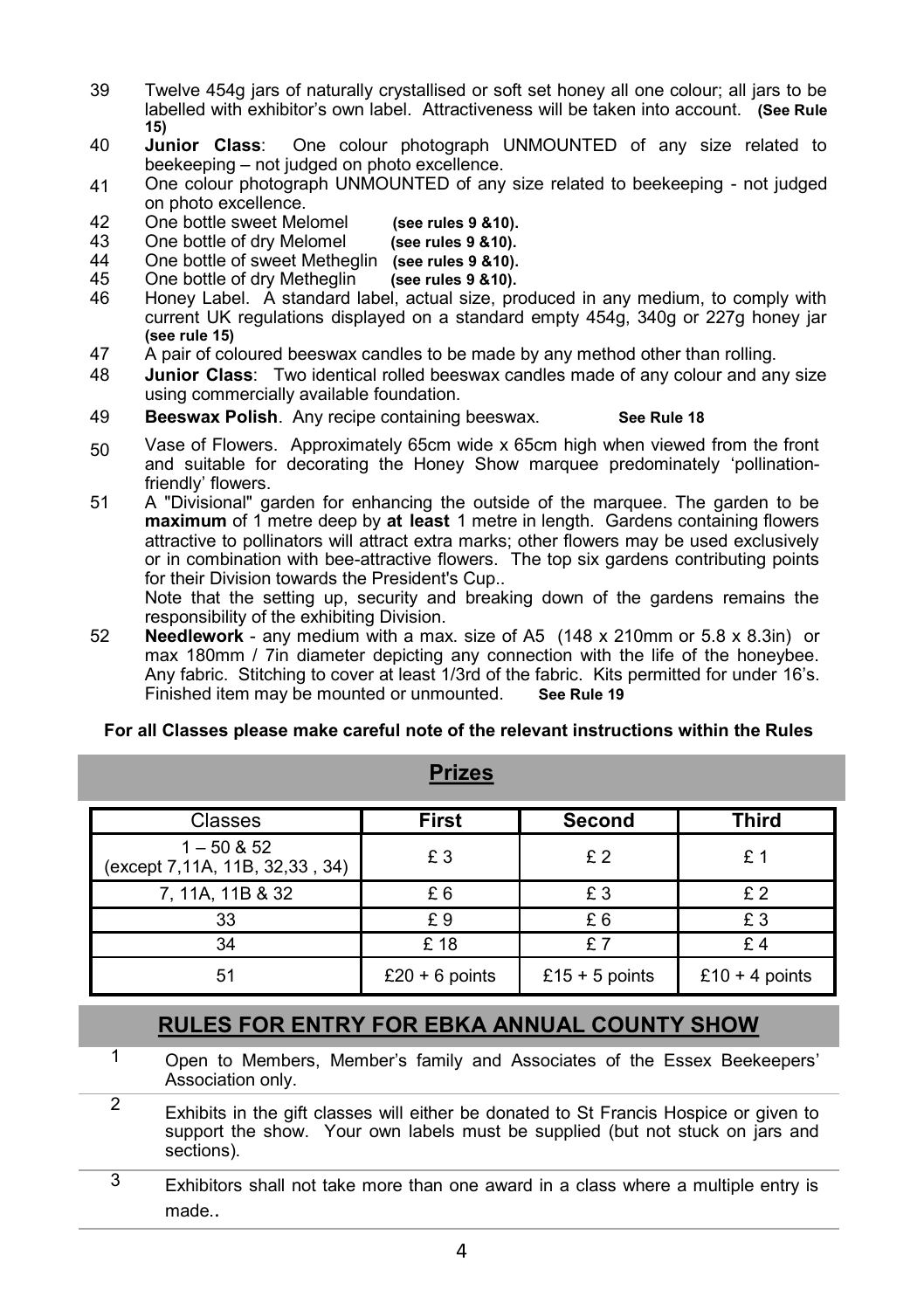39 Twelve 454g jars of naturally crystallised or soft set honey all one colour; all jars to be labelled with exhibitor's own label. Attractiveness will be taken into account. **(See Rule 15)**

40 **Junior Class**: One colour photograph UNMOUNTED of any size related to beekeeping – not judged on photo excellence.

41 One colour photograph UNMOUNTED of any size related to beekeeping - not judged on photo excellence.

42 One bottle sweet Melomel **(see rules 9 &10).**

43 One bottle of dry Melomel **(see rules 9 &10).**

44 One bottle of sweet Metheglin **(see rules 9 &10).**

45 One bottle of dry Metheglin **(see rules 9 &10).**

46 Honey Label. A standard label, actual size, produced in any medium, to comply with current UK regulations displayed on a standard empty 454g, 340g or 227g honey jar **(see rule 15)**

47 A pair of coloured beeswax candles to be made by any method other than rolling.

48 **Junior Class**: Two identical rolled beeswax candles made of any colour and any size using commercially available foundation.

49 **Beeswax Polish**. Any recipe containing beeswax. **See Rule 18**

50 Vase of Flowers. Approximately 65cm wide x 65cm high when viewed from the front and suitable for decorating the Honey Show marquee predominately 'pollination-friendly' flowers.

51 A "Divisional" garden for enhancing the outside of the marquee. The garden to be **maximum** of 1 metre deep by **at least** 1 metre in length. Gardens containing flowers attractive to pollinators will attract extra marks; other flowers may be used exclusively or in combination with bee-attractive flowers. The top six gardens contributing points for their Division towards the President's Cup..

Note that the setting up, security and breaking down of the gardens remains the responsibility of the exhibiting Division.

52 **Needlework** - any medium with a max. size of A5 (148 x 210mm or 5.8 x 8.3in) or max 180mm / 7in diameter depicting any connection with the life of the honeybee. Any fabric. Stitching to cover at least 1/3rd of the fabric. Kits permitted for under 16's. Finished item may be mounted or unmounted. **See Rule 19**

**For all Classes please make careful note of the relevant instructions within the Rules**

## Prizes

| Classes | First | Second | Third |
|---|---|---|---|
| 1 – 50 & 52 (except 7,11A, 11B, 32,33 , 34) | £ 3 | £ 2 | £ 1 |
| 7, 11A, 11B & 32 | £ 6 | £ 3 | £ 2 |
| 33 | £ 9 | £ 6 | £ 3 |
| 34 | £ 18 | £ 7 | £ 4 |
| 51 | £20 + 6 points | £15 + 5 points | £10 + 4 points |

## RULES FOR ENTRY FOR EBKA ANNUAL COUNTY SHOW

1 Open to Members, Member's family and Associates of the Essex Beekeepers' Association only.

2 Exhibits in the gift classes will either be donated to St Francis Hospice or given to support the show. Your own labels must be supplied (but not stuck on jars and sections).

3 Exhibitors shall not take more than one award in a class where a multiple entry is made..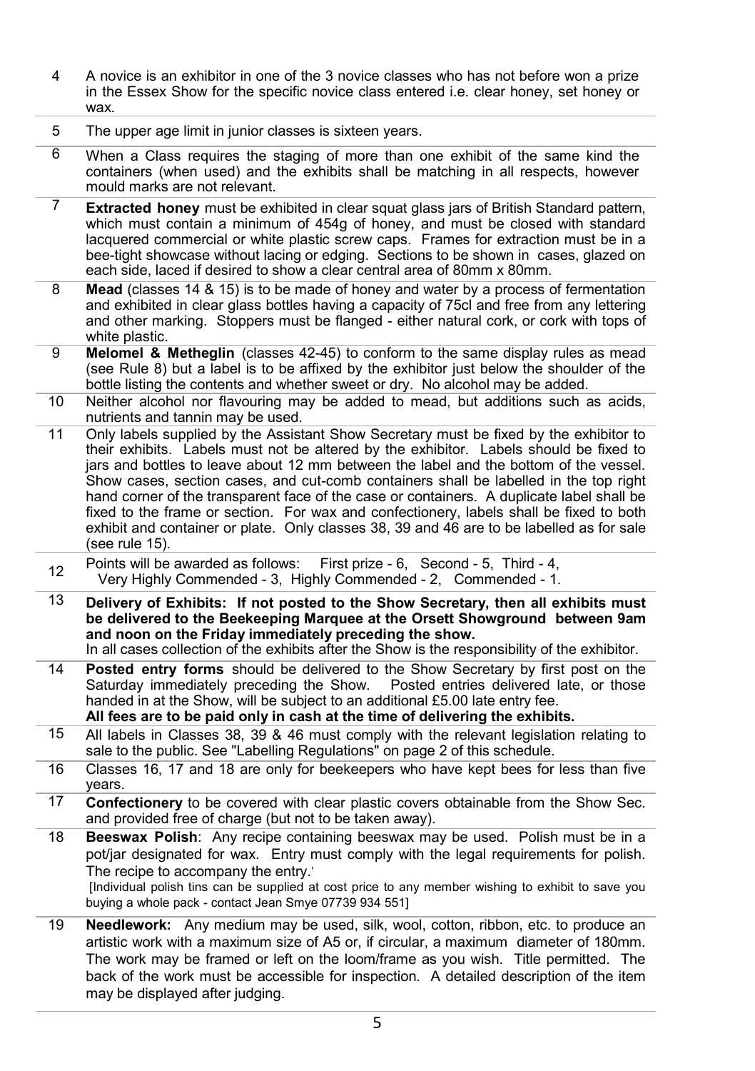4. A novice is an exhibitor in one of the 3 novice classes who has not before won a prize in the Essex Show for the specific novice class entered i.e. clear honey, set honey or wax.

5. The upper age limit in junior classes is sixteen years.

6. When a Class requires the staging of more than one exhibit of the same kind the containers (when used) and the exhibits shall be matching in all respects, however mould marks are not relevant.

7. **Extracted honey** must be exhibited in clear squat glass jars of British Standard pattern, which must contain a minimum of 454g of honey, and must be closed with standard lacquered commercial or white plastic screw caps. Frames for extraction must be in a bee-tight showcase without lacing or edging. Sections to be shown in cases, glazed on each side, laced if desired to show a clear central area of 80mm x 80mm.

8. **Mead** (classes 14 & 15) is to be made of honey and water by a process of fermentation and exhibited in clear glass bottles having a capacity of 75cl and free from any lettering and other marking. Stoppers must be flanged - either natural cork, or cork with tops of white plastic.

9. **Melomel & Metheglin** (classes 42-45) to conform to the same display rules as mead (see Rule 8) but a label is to be affixed by the exhibitor just below the shoulder of the bottle listing the contents and whether sweet or dry. No alcohol may be added.

10. Neither alcohol nor flavouring may be added to mead, but additions such as acids, nutrients and tannin may be used.

11. Only labels supplied by the Assistant Show Secretary must be fixed by the exhibitor to their exhibits. Labels must not be altered by the exhibitor. Labels should be fixed to jars and bottles to leave about 12 mm between the label and the bottom of the vessel. Show cases, section cases, and cut-comb containers shall be labelled in the top right hand corner of the transparent face of the case or containers. A duplicate label shall be fixed to the frame or section. For wax and confectionery, labels shall be fixed to both exhibit and container or plate. Only classes 38, 39 and 46 are to be labelled as for sale (see rule 15).

12. Points will be awarded as follows: First prize - 6, Second - 5, Third - 4, Very Highly Commended - 3, Highly Commended - 2, Commended - 1.

13. **Delivery of Exhibits: If not posted to the Show Secretary, then all exhibits must be delivered to the Beekeeping Marquee at the Orsett Showground between 9am and noon on the Friday immediately preceding the show.**
In all cases collection of the exhibits after the Show is the responsibility of the exhibitor.

14. **Posted entry forms** should be delivered to the Show Secretary by first post on the Saturday immediately preceding the Show. Posted entries delivered late, or those handed in at the Show, will be subject to an additional £5.00 late entry fee.
**All fees are to be paid only in cash at the time of delivering the exhibits.**

15. All labels in Classes 38, 39 & 46 must comply with the relevant legislation relating to sale to the public. See "Labelling Regulations" on page 2 of this schedule.

16. Classes 16, 17 and 18 are only for beekeepers who have kept bees for less than five years.

17. **Confectionery** to be covered with clear plastic covers obtainable from the Show Sec. and provided free of charge (but not to be taken away).

18. **Beeswax Polish**: Any recipe containing beeswax may be used. Polish must be in a pot/jar designated for wax. Entry must comply with the legal requirements for polish. The recipe to accompany the entry.'
[Individual polish tins can be supplied at cost price to any member wishing to exhibit to save you buying a whole pack - contact Jean Smye 07739 934 551]

19. **Needlework:** Any medium may be used, silk, wool, cotton, ribbon, etc. to produce an artistic work with a maximum size of A5 or, if circular, a maximum diameter of 180mm. The work may be framed or left on the loom/frame as you wish. Title permitted. The back of the work must be accessible for inspection. A detailed description of the item may be displayed after judging.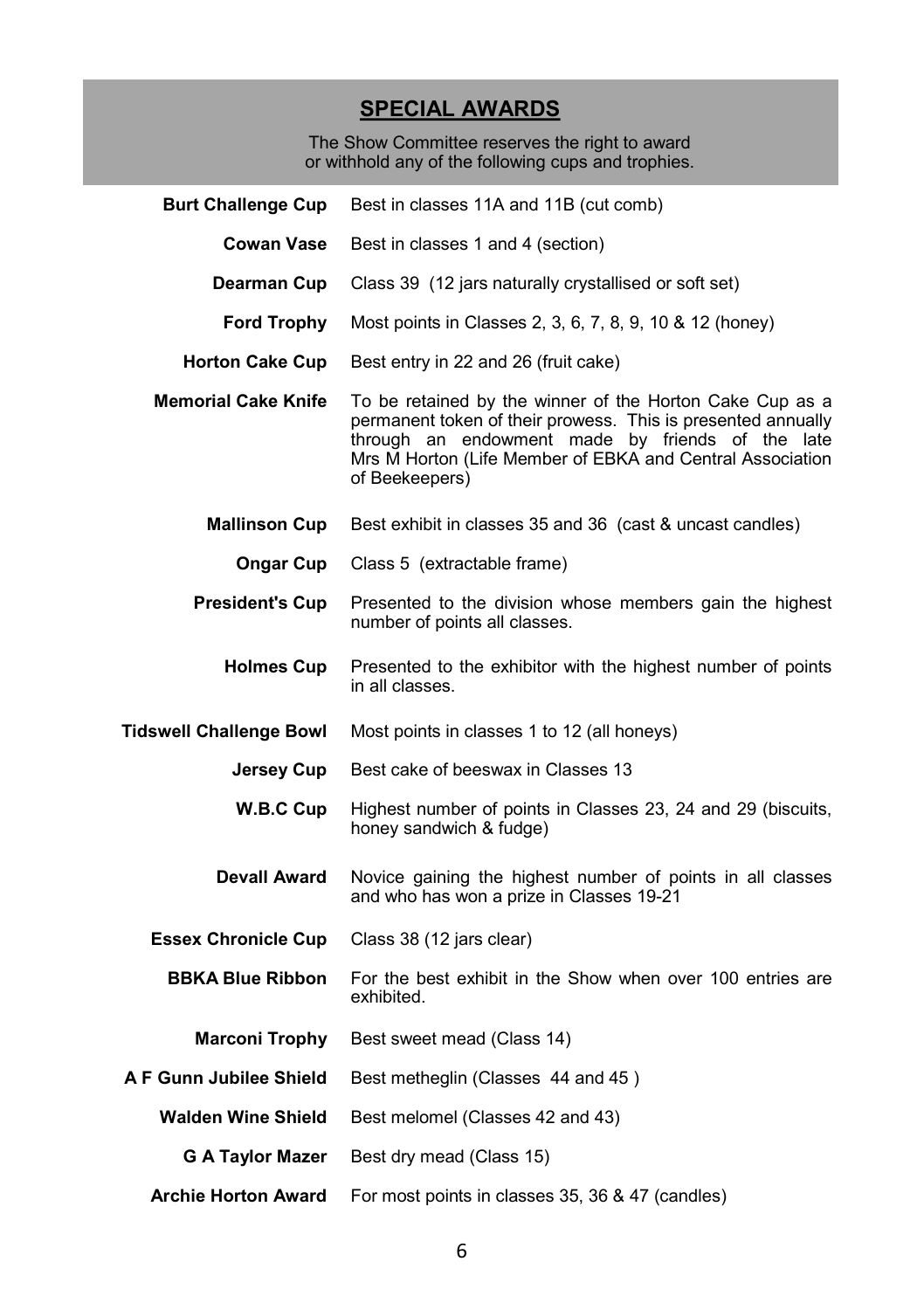## SPECIAL AWARDS

The Show Committee reserves the right to award or withhold any of the following cups and trophies.

| Award | Description |
|---|---|
| **Burt Challenge Cup** | Best in classes 11A and 11B (cut comb) |
| **Cowan Vase** | Best in classes 1 and 4 (section) |
| **Dearman Cup** | Class 39 (12 jars naturally crystallised or soft set) |
| **Ford Trophy** | Most points in Classes 2, 3, 6, 7, 8, 9, 10 & 12 (honey) |
| **Horton Cake Cup** | Best entry in 22 and 26 (fruit cake) |
| **Memorial Cake Knife** | To be retained by the winner of the Horton Cake Cup as a permanent token of their prowess. This is presented annually through an endowment made by friends of the late Mrs M Horton (Life Member of EBKA and Central Association of Beekeepers) |
| **Mallinson Cup** | Best exhibit in classes 35 and 36 (cast & uncast candles) |
| **Ongar Cup** | Class 5 (extractable frame) |
| **President's Cup** | Presented to the division whose members gain the highest number of points all classes. |
| **Holmes Cup** | Presented to the exhibitor with the highest number of points in all classes. |
| **Tidswell Challenge Bowl** | Most points in classes 1 to 12 (all honeys) |
| **Jersey Cup** | Best cake of beeswax in Classes 13 |
| **W.B.C Cup** | Highest number of points in Classes 23, 24 and 29 (biscuits, honey sandwich & fudge) |
| **Devall Award** | Novice gaining the highest number of points in all classes and who has won a prize in Classes 19-21 |
| **Essex Chronicle Cup** | Class 38 (12 jars clear) |
| **BBKA Blue Ribbon** | For the best exhibit in the Show when over 100 entries are exhibited. |
| **Marconi Trophy** | Best sweet mead (Class 14) |
| **A F Gunn Jubilee Shield** | Best metheglin (Classes 44 and 45 ) |
| **Walden Wine Shield** | Best melomel (Classes 42 and 43) |
| **G A Taylor Mazer** | Best dry mead (Class 15) |
| **Archie Horton Award** | For most points in classes 35, 36 & 47 (candles) |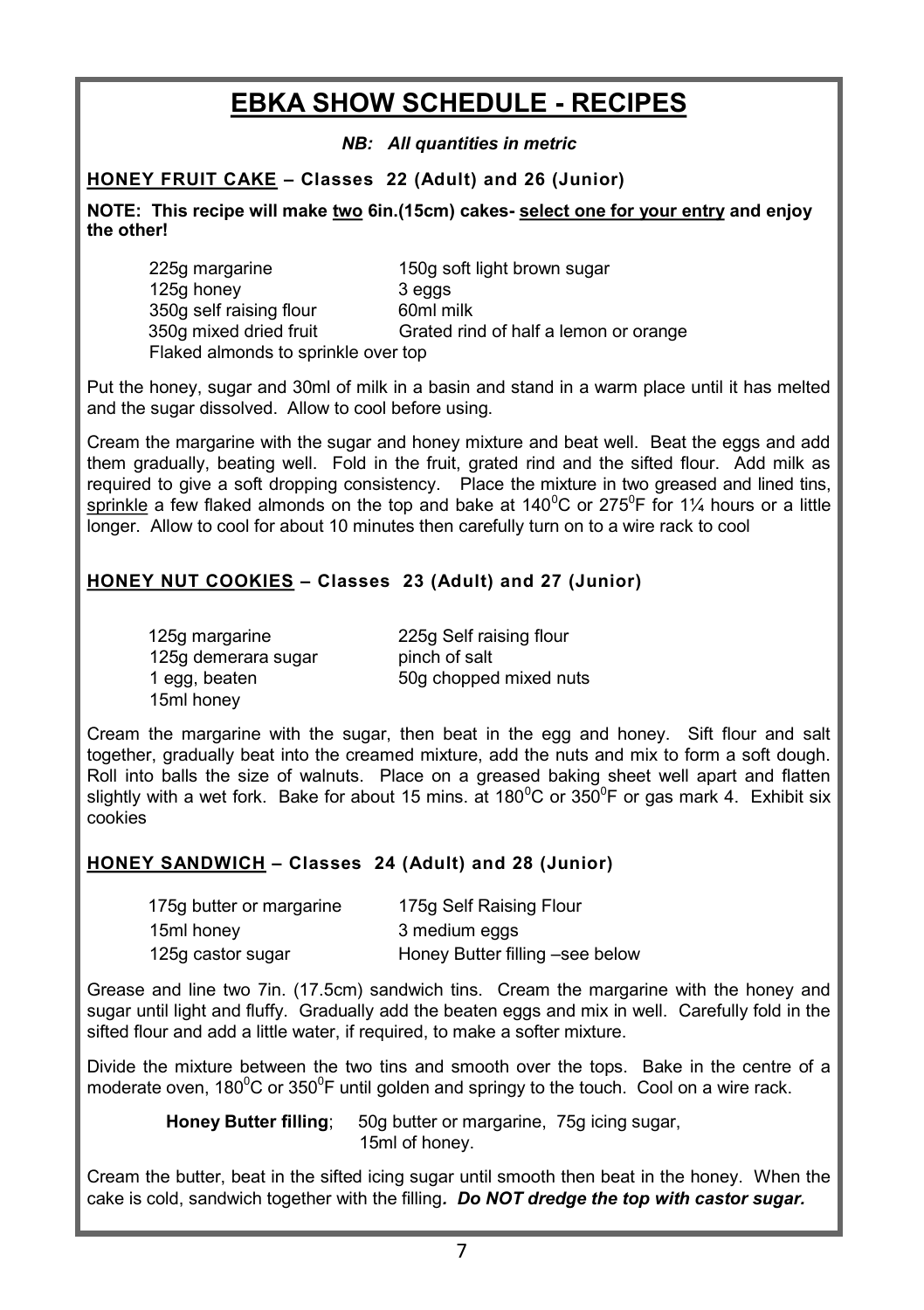# EBKA SHOW SCHEDULE - RECIPES

***NB: All quantities in metric***

## HONEY FRUIT CAKE – Classes 22 (Adult) and 26 (Junior)

**NOTE: This recipe will make two 6in.(15cm) cakes- select one for your entry and enjoy the other!**

| | |
|---|---|
| 225g margarine | 150g soft light brown sugar |
| 125g honey | 3 eggs |
| 350g self raising flour | 60ml milk |
| 350g mixed dried fruit | Grated rind of half a lemon or orange |
| Flaked almonds to sprinkle over top | |

Put the honey, sugar and 30ml of milk in a basin and stand in a warm place until it has melted and the sugar dissolved. Allow to cool before using.

Cream the margarine with the sugar and honey mixture and beat well. Beat the eggs and add them gradually, beating well. Fold in the fruit, grated rind and the sifted flour. Add milk as required to give a soft dropping consistency. Place the mixture in two greased and lined tins, sprinkle a few flaked almonds on the top and bake at 140⁰C or 275⁰F for 1¼ hours or a little longer. Allow to cool for about 10 minutes then carefully turn on to a wire rack to cool

## HONEY NUT COOKIES – Classes 23 (Adult) and 27 (Junior)

| | |
|---|---|
| 125g margarine | 225g Self raising flour |
| 125g demerara sugar | pinch of salt |
| 1 egg, beaten | 50g chopped mixed nuts |
| 15ml honey | |

Cream the margarine with the sugar, then beat in the egg and honey. Sift flour and salt together, gradually beat into the creamed mixture, add the nuts and mix to form a soft dough. Roll into balls the size of walnuts. Place on a greased baking sheet well apart and flatten slightly with a wet fork. Bake for about 15 mins. at 180⁰C or 350⁰F or gas mark 4. Exhibit six cookies

## HONEY SANDWICH – Classes 24 (Adult) and 28 (Junior)

| | |
|---|---|
| 175g butter or margarine | 175g Self Raising Flour |
| 15ml honey | 3 medium eggs |
| 125g castor sugar | Honey Butter filling –see below |

Grease and line two 7in. (17.5cm) sandwich tins. Cream the margarine with the honey and sugar until light and fluffy. Gradually add the beaten eggs and mix in well. Carefully fold in the sifted flour and add a little water, if required, to make a softer mixture.

Divide the mixture between the two tins and smooth over the tops. Bake in the centre of a moderate oven, 180⁰C or 350⁰F until golden and springy to the touch. Cool on a wire rack.

**Honey Butter filling**; 50g butter or margarine, 75g icing sugar, 15ml of honey.

Cream the butter, beat in the sifted icing sugar until smooth then beat in the honey. When the cake is cold, sandwich together with the filling***. Do NOT dredge the top with castor sugar.***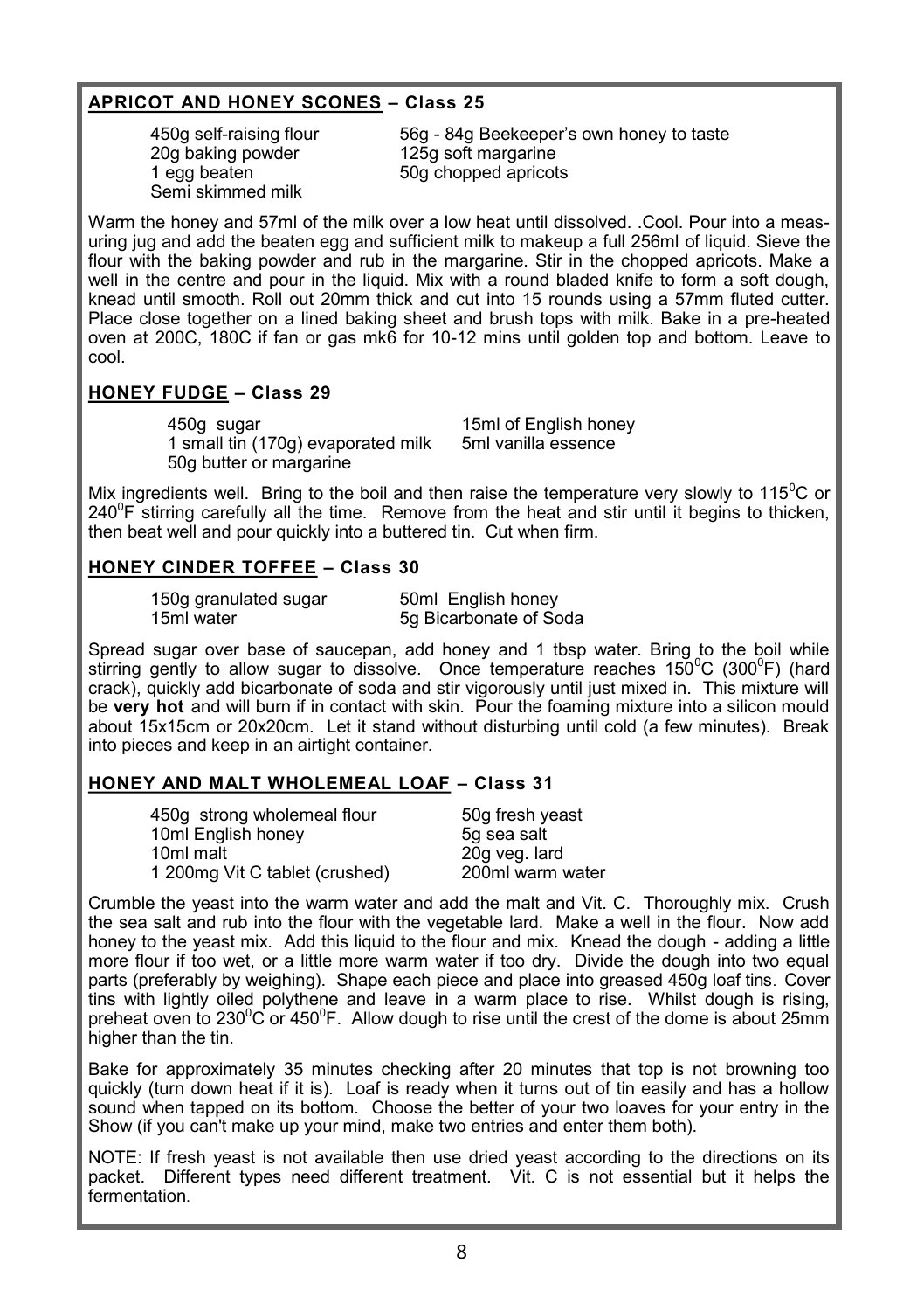## APRICOT AND HONEY SCONES – Class 25

450g self-raising flour
20g baking powder
1 egg beaten
Semi skimmed milk
56g - 84g Beekeeper's own honey to taste
125g soft margarine
50g chopped apricots

Warm the honey and 57ml of the milk over a low heat until dissolved. .Cool. Pour into a measuring jug and add the beaten egg and sufficient milk to makeup a full 256ml of liquid. Sieve the flour with the baking powder and rub in the margarine. Stir in the chopped apricots. Make a well in the centre and pour in the liquid. Mix with a round bladed knife to form a soft dough, knead until smooth. Roll out 20mm thick and cut into 15 rounds using a 57mm fluted cutter. Place close together on a lined baking sheet and brush tops with milk. Bake in a pre-heated oven at 200C, 180C if fan or gas mk6 for 10-12 mins until golden top and bottom. Leave to cool.

## HONEY FUDGE – Class 29

450g sugar
1 small tin (170g) evaporated milk
50g butter or margarine
15ml of English honey
5ml vanilla essence

Mix ingredients well. Bring to the boil and then raise the temperature very slowly to 115$^0$C or 240$^0$F stirring carefully all the time. Remove from the heat and stir until it begins to thicken, then beat well and pour quickly into a buttered tin. Cut when firm.

## HONEY CINDER TOFFEE – Class 30

150g granulated sugar
15ml water
50ml English honey
5g Bicarbonate of Soda

Spread sugar over base of saucepan, add honey and 1 tbsp water. Bring to the boil while stirring gently to allow sugar to dissolve. Once temperature reaches 150$^0$C (300$^0$F) (hard crack), quickly add bicarbonate of soda and stir vigorously until just mixed in. This mixture will be **very hot** and will burn if in contact with skin. Pour the foaming mixture into a silicon mould about 15x15cm or 20x20cm. Let it stand without disturbing until cold (a few minutes). Break into pieces and keep in an airtight container.

## HONEY AND MALT WHOLEMEAL LOAF – Class 31

450g strong wholemeal flour
10ml English honey
10ml malt
1 200mg Vit C tablet (crushed)
50g fresh yeast
5g sea salt
20g veg. lard
200ml warm water

Crumble the yeast into the warm water and add the malt and Vit. C. Thoroughly mix. Crush the sea salt and rub into the flour with the vegetable lard. Make a well in the flour. Now add honey to the yeast mix. Add this liquid to the flour and mix. Knead the dough - adding a little more flour if too wet, or a little more warm water if too dry. Divide the dough into two equal parts (preferably by weighing). Shape each piece and place into greased 450g loaf tins. Cover tins with lightly oiled polythene and leave in a warm place to rise. Whilst dough is rising, preheat oven to 230$^0$C or 450$^0$F. Allow dough to rise until the crest of the dome is about 25mm higher than the tin.

Bake for approximately 35 minutes checking after 20 minutes that top is not browning too quickly (turn down heat if it is). Loaf is ready when it turns out of tin easily and has a hollow sound when tapped on its bottom. Choose the better of your two loaves for your entry in the Show (if you can't make up your mind, make two entries and enter them both).

NOTE: If fresh yeast is not available then use dried yeast according to the directions on its packet. Different types need different treatment. Vit. C is not essential but it helps the fermentation.